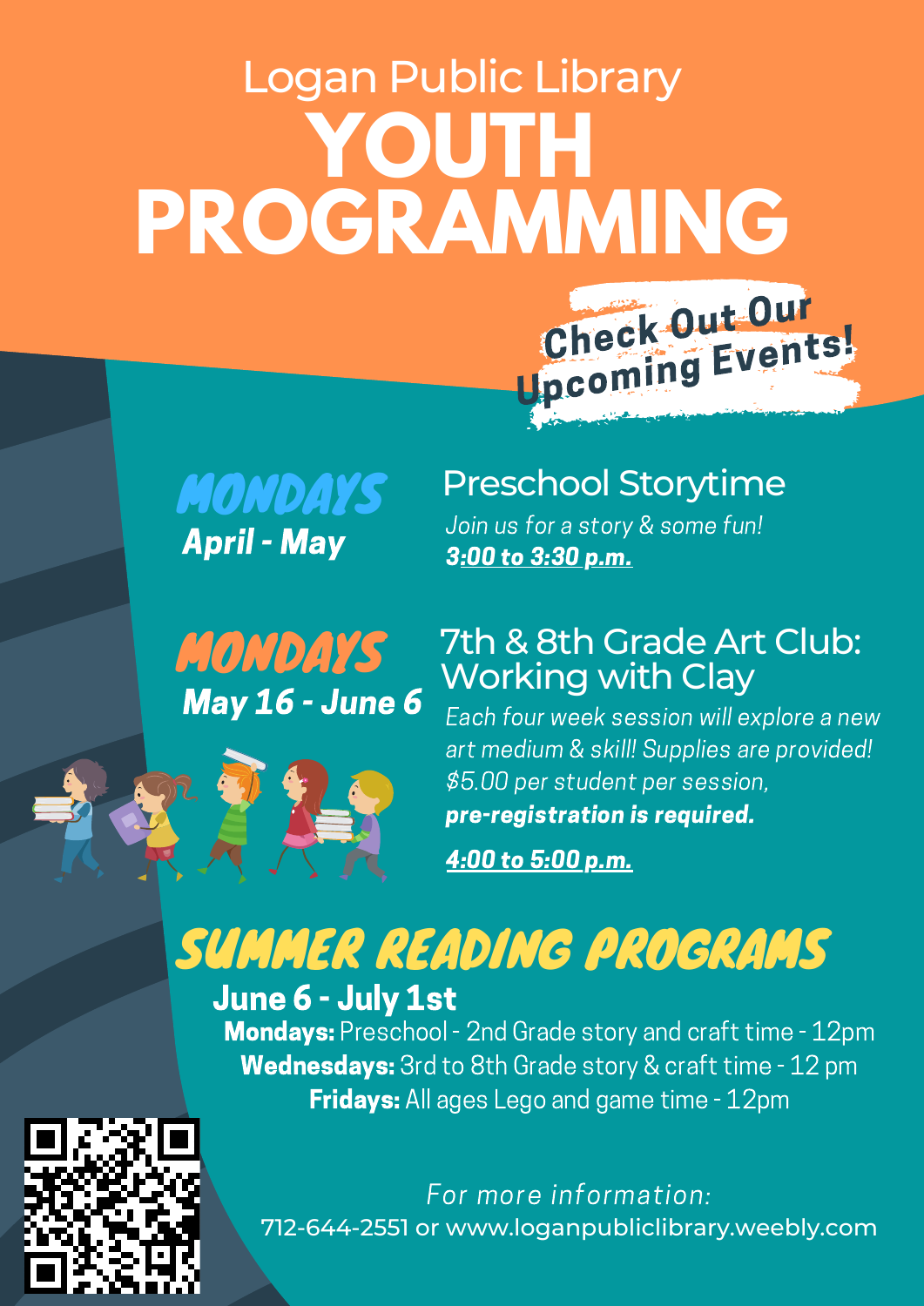# Logan Public Library YOUTH PROGRAMMING

**Check Out Our Upcoming Events!**

## MONDAYS April - May

### Preschool Storytime

*Join us for a story & some fun!*

***3:00 to 3:30 p.m.***

## MONDAYS May 16 - June 6

### 7th & 8th Grade Art Club: Working with Clay

*Each four week session will explore a new art medium & skill! Supplies are provided! $5.00 per student per session,* ***pre-registration is required.***

***4:00 to 5:00 p.m.***

## SUMMER READING PROGRAMS

**June 6 - July 1st**

**Mondays:** Preschool - 2nd Grade story and craft time - 12pm

**Wednesdays:** 3rd to 8th Grade story & craft time - 12 pm

**Fridays:** All ages Lego and game time - 12pm

*For more information:*

712-644-2551 or www.loganpubliclibrary.weebly.com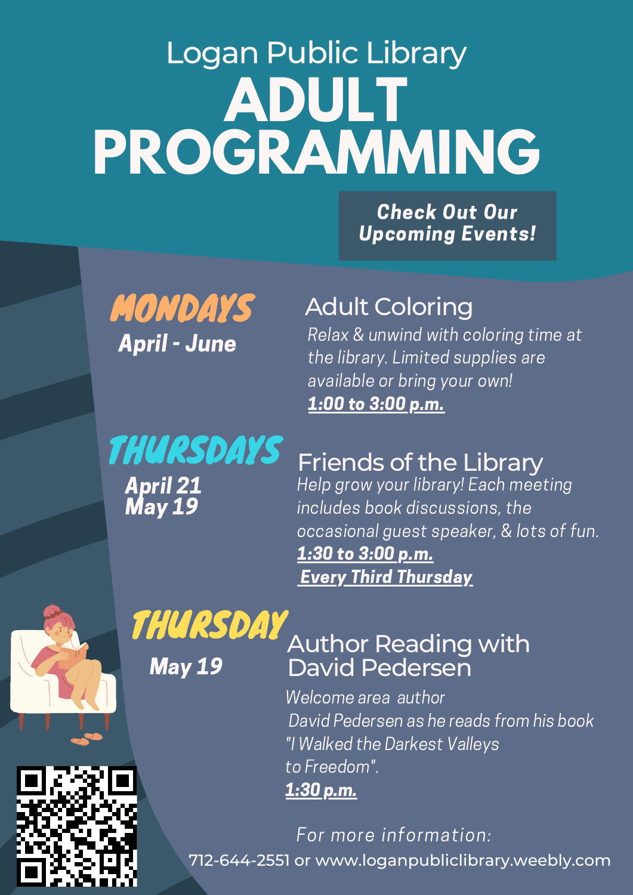Logan Public Library

# ADULT PROGRAMMING

***Check Out Our Upcoming Events!***

## MONDAYS
**April - June**

### Adult Coloring
*Relax & unwind with coloring time at the library. Limited supplies are available or bring your own!*
***1:00 to 3:00 p.m.***

## THURSDAYS
**April 21**
**May 19**

### Friends of the Library
*Help grow your library! Each meeting includes book discussions, the occasional guest speaker, & lots of fun.*
***1:30 to 3:00 p.m.***
***Every Third Thursday***

## THURSDAY
**May 19**

### Author Reading with David Pedersen
*Welcome area author David Pedersen as he reads from his book "I Walked the Darkest Valleys to Freedom".*
***1:30 p.m.***

*For more information:*
712-644-2551 or www.loganpubliclibrary.weebly.com